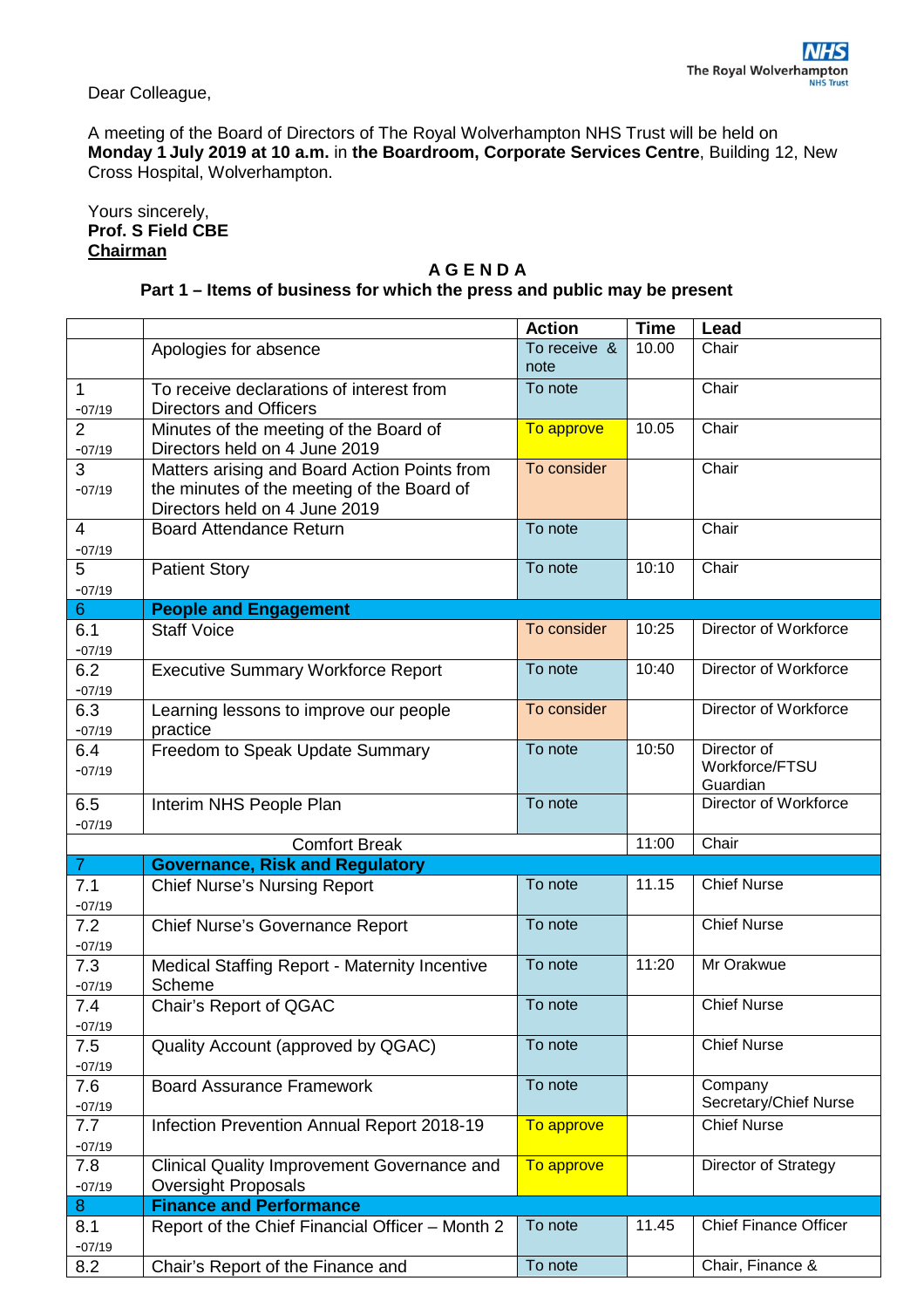Dear Colleague,

A meeting of the Board of Directors of The Royal Wolverhampton NHS Trust will be held on **Monday 1 July 2019 at 10 a.m.** in **the Boardroom, Corporate Services Centre**, Building 12, New Cross Hospital, Wolverhampton.

Yours sincerely,
**Prof. S Field CBE**
**Chairman**

**A G E N D A**

**Part 1 – Items of business for which the press and public may be present**

| | | Action | Time | Lead |
|---|---|---|---|---|
| | Apologies for absence | To receive & note | 10.00 | Chair |
| 1 -07/19 | To receive declarations of interest from Directors and Officers | To note | | Chair |
| 2 -07/19 | Minutes of the meeting of the Board of Directors held on 4 June 2019 | To approve | 10.05 | Chair |
| 3 -07/19 | Matters arising and Board Action Points from the minutes of the meeting of the Board of Directors held on 4 June 2019 | To consider | | Chair |
| 4 -07/19 | Board Attendance Return | To note | | Chair |
| 5 -07/19 | Patient Story | To note | 10:10 | Chair |
| 6 | **People and Engagement** | | | |
| 6.1 -07/19 | Staff Voice | To consider | 10:25 | Director of Workforce |
| 6.2 -07/19 | Executive Summary Workforce Report | To note | 10:40 | Director of Workforce |
| 6.3 -07/19 | Learning lessons to improve our people practice | To consider | | Director of Workforce |
| 6.4 -07/19 | Freedom to Speak Update Summary | To note | 10:50 | Director of Workforce/FTSU Guardian |
| 6.5 -07/19 | Interim NHS People Plan | To note | | Director of Workforce |
| | Comfort Break | | 11:00 | Chair |
| 7 | **Governance, Risk and Regulatory** | | | |
| 7.1 -07/19 | Chief Nurse's Nursing Report | To note | 11.15 | Chief Nurse |
| 7.2 -07/19 | Chief Nurse's Governance Report | To note | | Chief Nurse |
| 7.3 -07/19 | Medical Staffing Report - Maternity Incentive Scheme | To note | 11:20 | Mr Orakwue |
| 7.4 -07/19 | Chair's Report of QGAC | To note | | Chief Nurse |
| 7.5 -07/19 | Quality Account (approved by QGAC) | To note | | Chief Nurse |
| 7.6 -07/19 | Board Assurance Framework | To note | | Company Secretary/Chief Nurse |
| 7.7 -07/19 | Infection Prevention Annual Report 2018-19 | To approve | | Chief Nurse |
| 7.8 -07/19 | Clinical Quality Improvement Governance and Oversight Proposals | To approve | | Director of Strategy |
| 8 | **Finance and Performance** | | | |
| 8.1 -07/19 | Report of the Chief Financial Officer – Month 2 | To note | 11.45 | Chief Finance Officer |
| 8.2 | Chair's Report of the Finance and | To note | | Chair, Finance & |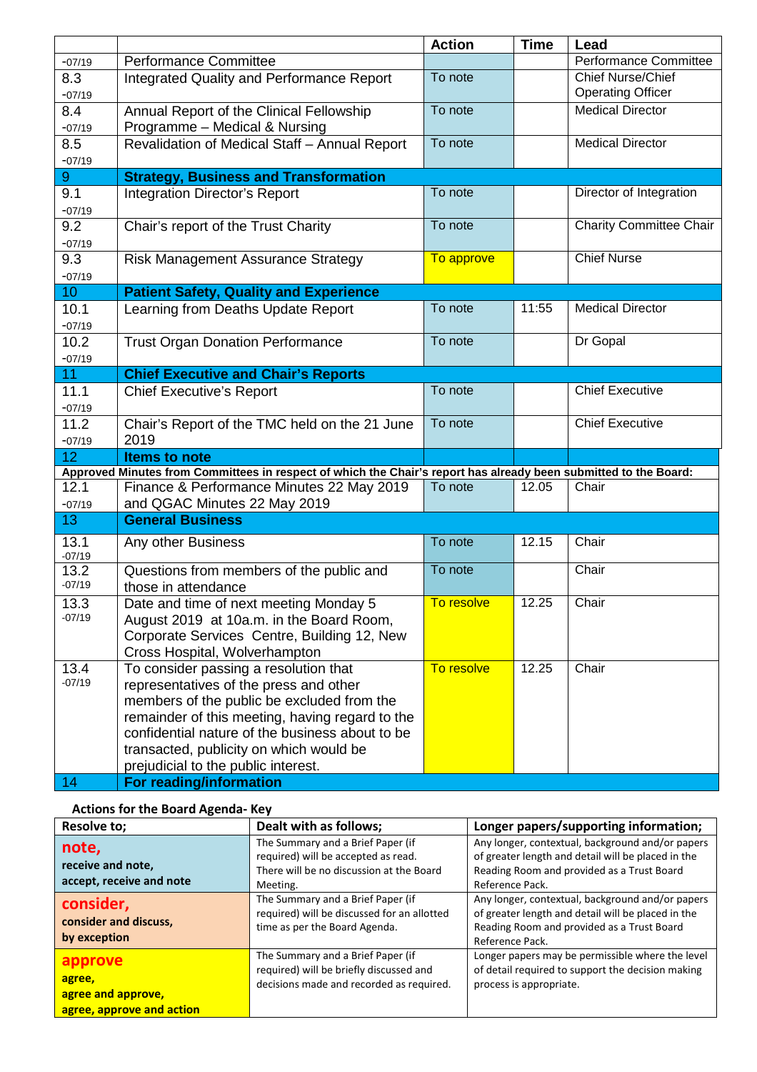| | | Action | Time | Lead |
|---|---|---|---|---|
| -07/19 | Performance Committee | | | Performance Committee |
| 8.3<br>-07/19 | Integrated Quality and Performance Report | To note | | Chief Nurse/Chief Operating Officer |
| 8.4<br>-07/19 | Annual Report of the Clinical Fellowship Programme – Medical & Nursing | To note | | Medical Director |
| 8.5<br>-07/19 | Revalidation of Medical Staff – Annual Report | To note | | Medical Director |
| 9 | **Strategy, Business and Transformation** | | | |
| 9.1<br>-07/19 | Integration Director's Report | To note | | Director of Integration |
| 9.2<br>-07/19 | Chair's report of the Trust Charity | To note | | Charity Committee Chair |
| 9.3<br>-07/19 | Risk Management Assurance Strategy | To approve | | Chief Nurse |
| 10 | **Patient Safety, Quality and Experience** | | | |
| 10.1<br>-07/19 | Learning from Deaths Update Report | To note | 11:55 | Medical Director |
| 10.2<br>-07/19 | Trust Organ Donation Performance | To note | | Dr Gopal |
| 11 | **Chief Executive and Chair's Reports** | | | |
| 11.1<br>-07/19 | Chief Executive's Report | To note | | Chief Executive |
| 11.2<br>-07/19 | Chair's Report of the TMC held on the 21 June 2019 | To note | | Chief Executive |
| 12 | **Items to note** | | | |
| **Approved Minutes from Committees in respect of which the Chair's report has already been submitted to the Board:** | | | | |
| 12.1<br>-07/19 | Finance & Performance Minutes 22 May 2019 and QGAC Minutes 22 May 2019 | To note | 12.05 | Chair |
| 13 | **General Business** | | | |
| 13.1<br>-07/19 | Any other Business | To note | 12.15 | Chair |
| 13.2<br>-07/19 | Questions from members of the public and those in attendance | To note | | Chair |
| 13.3<br>-07/19 | Date and time of next meeting Monday 5 August 2019 at 10a.m. in the Board Room, Corporate Services Centre, Building 12, New Cross Hospital, Wolverhampton | To resolve | 12.25 | Chair |
| 13.4<br>-07/19 | To consider passing a resolution that representatives of the press and other members of the public be excluded from the remainder of this meeting, having regard to the confidential nature of the business about to be transacted, publicity on which would be prejudicial to the public interest. | To resolve | 12.25 | Chair |
| 14 | **For reading/information** | | | |

**Actions for the Board Agenda- Key**

| Resolve to; | Dealt with as follows; | Longer papers/supporting information; |
|---|---|---|
| **note,**<br>**receive and note,**<br>**accept, receive and note** | The Summary and a Brief Paper (if required) will be accepted as read. There will be no discussion at the Board Meeting. | Any longer, contextual, background and/or papers of greater length and detail will be placed in the Reading Room and provided as a Trust Board Reference Pack. |
| **consider,**<br>**consider and discuss,**<br>**by exception** | The Summary and a Brief Paper (if required) will be discussed for an allotted time as per the Board Agenda. | Any longer, contextual, background and/or papers of greater length and detail will be placed in the Reading Room and provided as a Trust Board Reference Pack. |
| **approve**<br>**agree,**<br>**agree and approve,**<br>**agree, approve and action** | The Summary and a Brief Paper (if required) will be briefly discussed and decisions made and recorded as required. | Longer papers may be permissible where the level of detail required to support the decision making process is appropriate. |